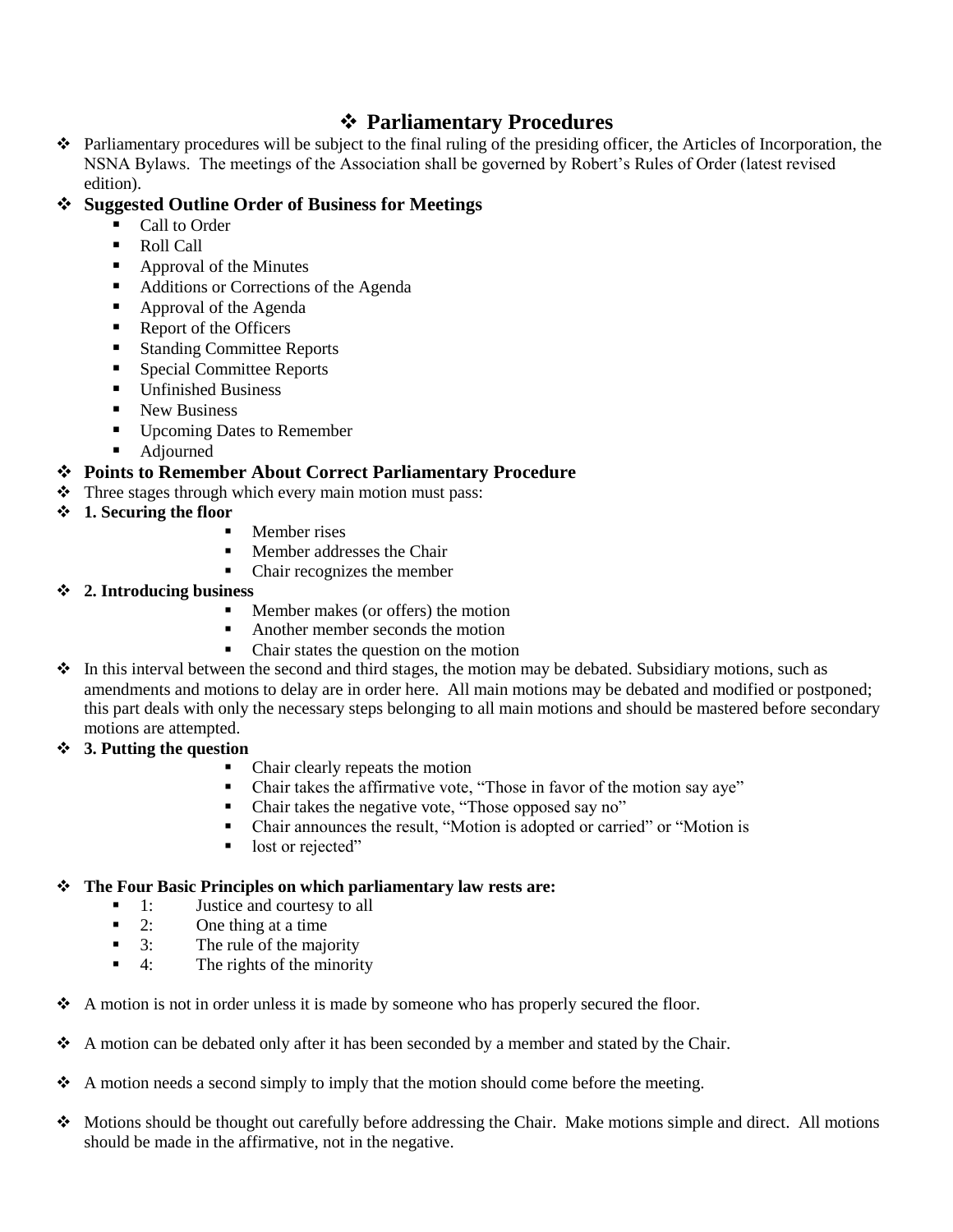# Parliamentary Procedures

- Parliamentary procedures will be subject to the final ruling of the presiding officer, the Articles of Incorporation, the NSNA Bylaws. The meetings of the Association shall be governed by Robert's Rules of Order (latest revised edition).

## Suggested Outline Order of Business for Meetings

- Call to Order
- Roll Call
- Approval of the Minutes
- Additions or Corrections of the Agenda
- Approval of the Agenda
- Report of the Officers
- Standing Committee Reports
- Special Committee Reports
- Unfinished Business
- New Business
- Upcoming Dates to Remember
- Adjourned

## Points to Remember About Correct Parliamentary Procedure

- Three stages through which every main motion must pass:
- **1. Securing the floor**
  - Member rises
  - Member addresses the Chair
  - Chair recognizes the member
- **2. Introducing business**
  - Member makes (or offers) the motion
  - Another member seconds the motion
  - Chair states the question on the motion
- In this interval between the second and third stages, the motion may be debated. Subsidiary motions, such as amendments and motions to delay are in order here. All main motions may be debated and modified or postponed; this part deals with only the necessary steps belonging to all main motions and should be mastered before secondary motions are attempted.
- **3. Putting the question**
  - Chair clearly repeats the motion
  - Chair takes the affirmative vote, "Those in favor of the motion say aye"
  - Chair takes the negative vote, "Those opposed say no"
  - Chair announces the result, "Motion is adopted or carried" or "Motion is
  - lost or rejected"

## The Four Basic Principles on which parliamentary law rests are:

- 1: Justice and courtesy to all
- 2: One thing at a time
- 3: The rule of the majority
- 4: The rights of the minority

- A motion is not in order unless it is made by someone who has properly secured the floor.
- A motion can be debated only after it has been seconded by a member and stated by the Chair.
- A motion needs a second simply to imply that the motion should come before the meeting.
- Motions should be thought out carefully before addressing the Chair. Make motions simple and direct. All motions should be made in the affirmative, not in the negative.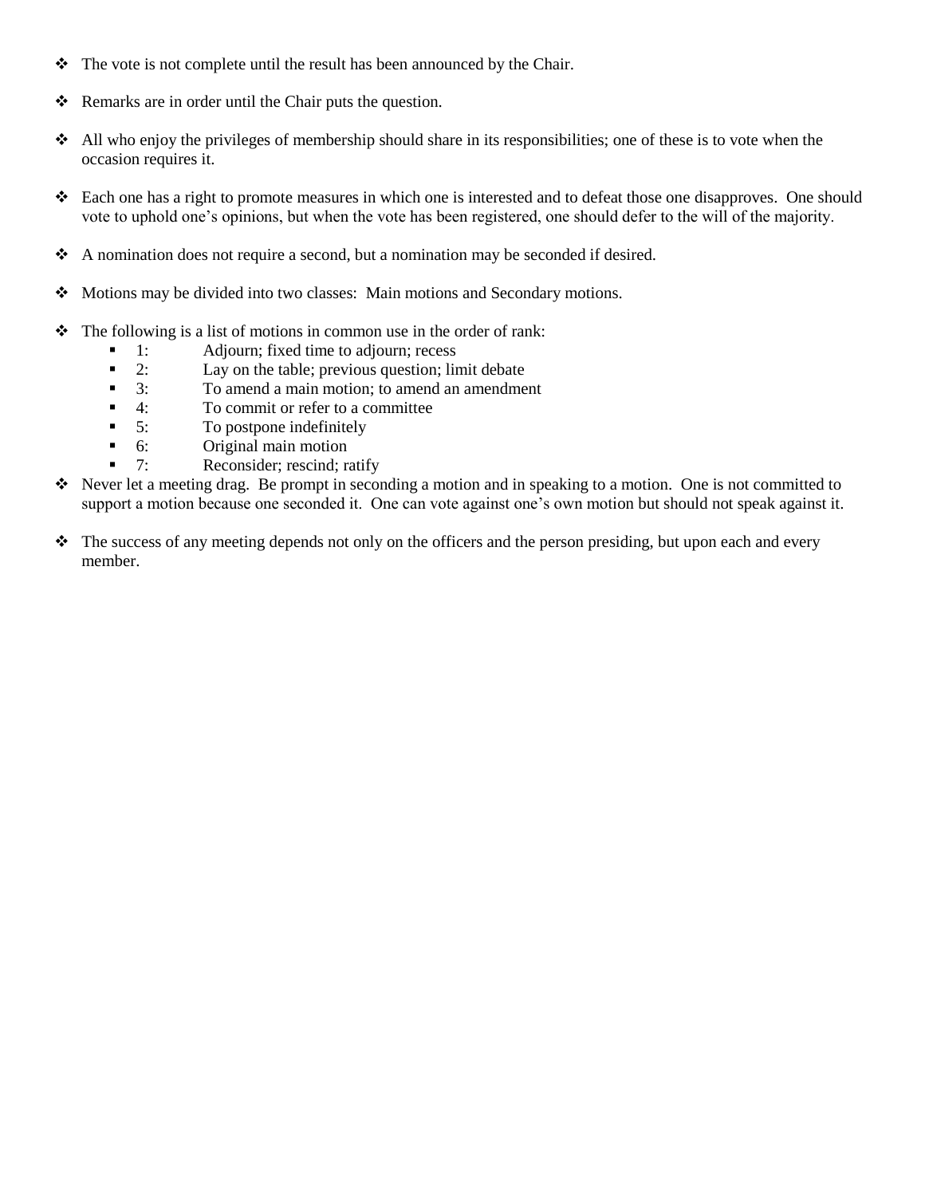- The vote is not complete until the result has been announced by the Chair.

- Remarks are in order until the Chair puts the question.

- All who enjoy the privileges of membership should share in its responsibilities; one of these is to vote when the occasion requires it.

- Each one has a right to promote measures in which one is interested and to defeat those one disapproves. One should vote to uphold one's opinions, but when the vote has been registered, one should defer to the will of the majority.

- A nomination does not require a second, but a nomination may be seconded if desired.

- Motions may be divided into two classes: Main motions and Secondary motions.

- The following is a list of motions in common use in the order of rank:
  - 1: Adjourn; fixed time to adjourn; recess
  - 2: Lay on the table; previous question; limit debate
  - 3: To amend a main motion; to amend an amendment
  - 4: To commit or refer to a committee
  - 5: To postpone indefinitely
  - 6: Original main motion
  - 7: Reconsider; rescind; ratify

- Never let a meeting drag. Be prompt in seconding a motion and in speaking to a motion. One is not committed to support a motion because one seconded it. One can vote against one's own motion but should not speak against it.

- The success of any meeting depends not only on the officers and the person presiding, but upon each and every member.